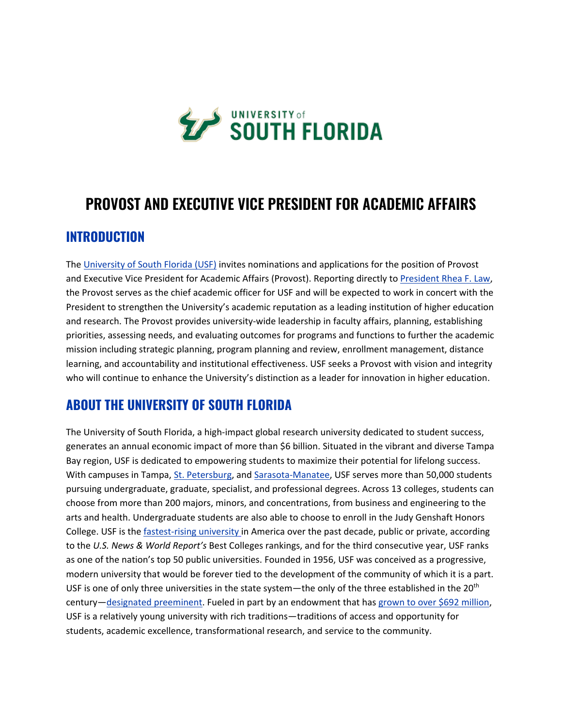# PROVOST AND EXECUTIVE VICE PRESIDENT FOR ACADEMIC AFFAIRS

## INTRODUCTION

The University of South Florida (USF) invites nominations and applications for the position of Provost and Executive Vice President for Academic Affairs (Provost). Reporting directly to President Rhea F. Law, the Provost serves as the chief academic officer for USF and will be expected to work in concert with the President to strengthen the University's academic reputation as a leading institution of higher education and research. The Provost provides university-wide leadership in faculty affairs, planning, establishing priorities, assessing needs, and evaluating outcomes for programs and functions to further the academic mission including strategic planning, program planning and review, enrollment management, distance learning, and accountability and institutional effectiveness. USF seeks a Provost with vision and integrity who will continue to enhance the University's distinction as a leader for innovation in higher education.

## ABOUT THE UNIVERSITY OF SOUTH FLORIDA

The University of South Florida, a high-impact global research university dedicated to student success, generates an annual economic impact of more than $6 billion. Situated in the vibrant and diverse Tampa Bay region, USF is dedicated to empowering students to maximize their potential for lifelong success. With campuses in Tampa, St. Petersburg, and Sarasota-Manatee, USF serves more than 50,000 students pursuing undergraduate, graduate, specialist, and professional degrees. Across 13 colleges, students can choose from more than 200 majors, minors, and concentrations, from business and engineering to the arts and health. Undergraduate students are also able to choose to enroll in the Judy Genshaft Honors College. USF is the fastest-rising university in America over the past decade, public or private, according to the *U.S. News & World Report's* Best Colleges rankings, and for the third consecutive year, USF ranks as one of the nation's top 50 public universities. Founded in 1956, USF was conceived as a progressive, modern university that would be forever tied to the development of the community of which it is a part. USF is one of only three universities in the state system—the only of the three established in the 20th century—designated preeminent. Fueled in part by an endowment that has grown to over $692 million, USF is a relatively young university with rich traditions—traditions of access and opportunity for students, academic excellence, transformational research, and service to the community.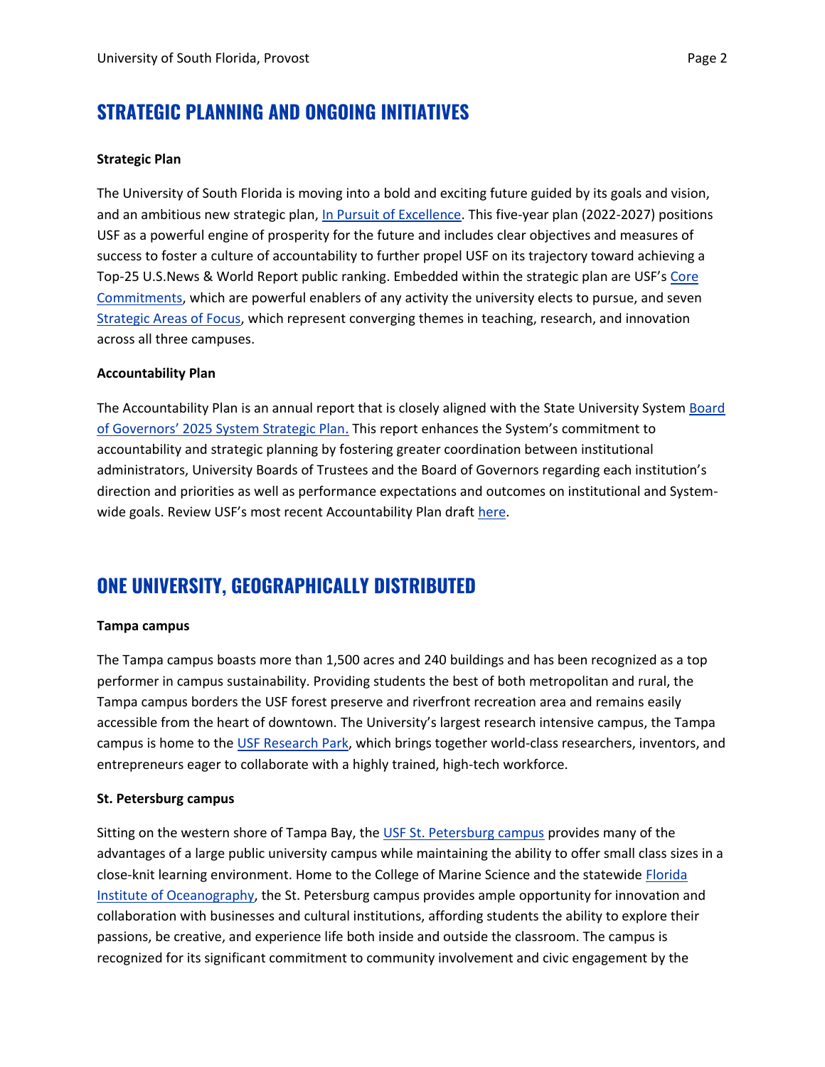## STRATEGIC PLANNING AND ONGOING INITIATIVES

**Strategic Plan**

The University of South Florida is moving into a bold and exciting future guided by its goals and vision, and an ambitious new strategic plan, In Pursuit of Excellence. This five-year plan (2022-2027) positions USF as a powerful engine of prosperity for the future and includes clear objectives and measures of success to foster a culture of accountability to further propel USF on its trajectory toward achieving a Top-25 U.S.News & World Report public ranking. Embedded within the strategic plan are USF's Core Commitments, which are powerful enablers of any activity the university elects to pursue, and seven Strategic Areas of Focus, which represent converging themes in teaching, research, and innovation across all three campuses.

**Accountability Plan**

The Accountability Plan is an annual report that is closely aligned with the State University System Board of Governors' 2025 System Strategic Plan. This report enhances the System's commitment to accountability and strategic planning by fostering greater coordination between institutional administrators, University Boards of Trustees and the Board of Governors regarding each institution's direction and priorities as well as performance expectations and outcomes on institutional and System-wide goals. Review USF's most recent Accountability Plan draft here.

## ONE UNIVERSITY, GEOGRAPHICALLY DISTRIBUTED

**Tampa campus**

The Tampa campus boasts more than 1,500 acres and 240 buildings and has been recognized as a top performer in campus sustainability. Providing students the best of both metropolitan and rural, the Tampa campus borders the USF forest preserve and riverfront recreation area and remains easily accessible from the heart of downtown. The University's largest research intensive campus, the Tampa campus is home to the USF Research Park, which brings together world-class researchers, inventors, and entrepreneurs eager to collaborate with a highly trained, high-tech workforce.

**St. Petersburg campus**

Sitting on the western shore of Tampa Bay, the USF St. Petersburg campus provides many of the advantages of a large public university campus while maintaining the ability to offer small class sizes in a close-knit learning environment. Home to the College of Marine Science and the statewide Florida Institute of Oceanography, the St. Petersburg campus provides ample opportunity for innovation and collaboration with businesses and cultural institutions, affording students the ability to explore their passions, be creative, and experience life both inside and outside the classroom. The campus is recognized for its significant commitment to community involvement and civic engagement by the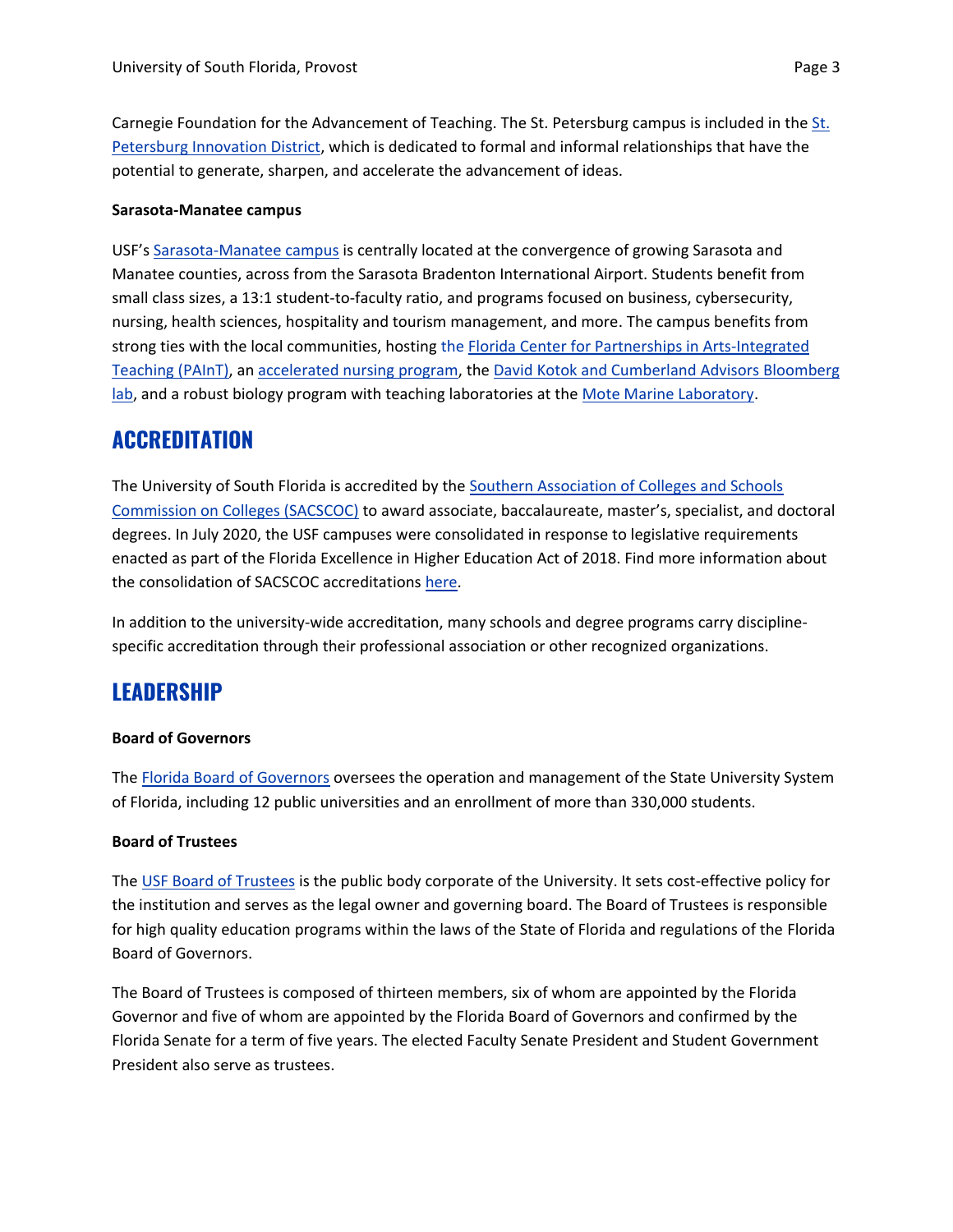Carnegie Foundation for the Advancement of Teaching. The St. Petersburg campus is included in the St. Petersburg Innovation District, which is dedicated to formal and informal relationships that have the potential to generate, sharpen, and accelerate the advancement of ideas.

**Sarasota-Manatee campus**

USF's Sarasota-Manatee campus is centrally located at the convergence of growing Sarasota and Manatee counties, across from the Sarasota Bradenton International Airport. Students benefit from small class sizes, a 13:1 student-to-faculty ratio, and programs focused on business, cybersecurity, nursing, health sciences, hospitality and tourism management, and more. The campus benefits from strong ties with the local communities, hosting the Florida Center for Partnerships in Arts-Integrated Teaching (PAInT), an accelerated nursing program, the David Kotok and Cumberland Advisors Bloomberg lab, and a robust biology program with teaching laboratories at the Mote Marine Laboratory.

## ACCREDITATION

The University of South Florida is accredited by the Southern Association of Colleges and Schools Commission on Colleges (SACSCOC) to award associate, baccalaureate, master's, specialist, and doctoral degrees. In July 2020, the USF campuses were consolidated in response to legislative requirements enacted as part of the Florida Excellence in Higher Education Act of 2018. Find more information about the consolidation of SACSCOC accreditations here.

In addition to the university-wide accreditation, many schools and degree programs carry discipline-specific accreditation through their professional association or other recognized organizations.

## LEADERSHIP

**Board of Governors**

The Florida Board of Governors oversees the operation and management of the State University System of Florida, including 12 public universities and an enrollment of more than 330,000 students.

**Board of Trustees**

The USF Board of Trustees is the public body corporate of the University. It sets cost-effective policy for the institution and serves as the legal owner and governing board. The Board of Trustees is responsible for high quality education programs within the laws of the State of Florida and regulations of the Florida Board of Governors.

The Board of Trustees is composed of thirteen members, six of whom are appointed by the Florida Governor and five of whom are appointed by the Florida Board of Governors and confirmed by the Florida Senate for a term of five years. The elected Faculty Senate President and Student Government President also serve as trustees.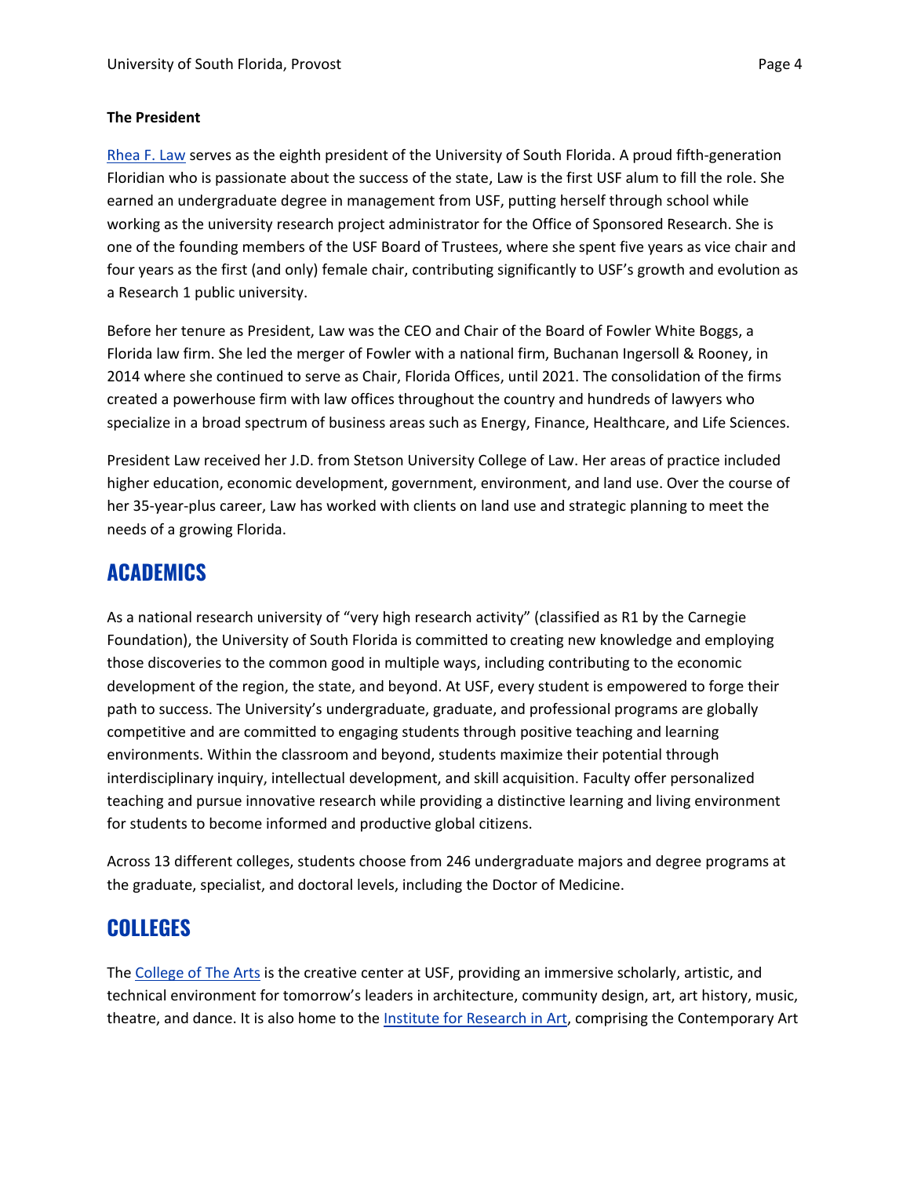**The President**

Rhea F. Law serves as the eighth president of the University of South Florida. A proud fifth-generation Floridian who is passionate about the success of the state, Law is the first USF alum to fill the role. She earned an undergraduate degree in management from USF, putting herself through school while working as the university research project administrator for the Office of Sponsored Research. She is one of the founding members of the USF Board of Trustees, where she spent five years as vice chair and four years as the first (and only) female chair, contributing significantly to USF's growth and evolution as a Research 1 public university.

Before her tenure as President, Law was the CEO and Chair of the Board of Fowler White Boggs, a Florida law firm. She led the merger of Fowler with a national firm, Buchanan Ingersoll & Rooney, in 2014 where she continued to serve as Chair, Florida Offices, until 2021. The consolidation of the firms created a powerhouse firm with law offices throughout the country and hundreds of lawyers who specialize in a broad spectrum of business areas such as Energy, Finance, Healthcare, and Life Sciences.

President Law received her J.D. from Stetson University College of Law. Her areas of practice included higher education, economic development, government, environment, and land use. Over the course of her 35-year-plus career, Law has worked with clients on land use and strategic planning to meet the needs of a growing Florida.

## ACADEMICS

As a national research university of "very high research activity" (classified as R1 by the Carnegie Foundation), the University of South Florida is committed to creating new knowledge and employing those discoveries to the common good in multiple ways, including contributing to the economic development of the region, the state, and beyond. At USF, every student is empowered to forge their path to success. The University's undergraduate, graduate, and professional programs are globally competitive and are committed to engaging students through positive teaching and learning environments. Within the classroom and beyond, students maximize their potential through interdisciplinary inquiry, intellectual development, and skill acquisition. Faculty offer personalized teaching and pursue innovative research while providing a distinctive learning and living environment for students to become informed and productive global citizens.

Across 13 different colleges, students choose from 246 undergraduate majors and degree programs at the graduate, specialist, and doctoral levels, including the Doctor of Medicine.

## COLLEGES

The College of The Arts is the creative center at USF, providing an immersive scholarly, artistic, and technical environment for tomorrow's leaders in architecture, community design, art, art history, music, theatre, and dance. It is also home to the Institute for Research in Art, comprising the Contemporary Art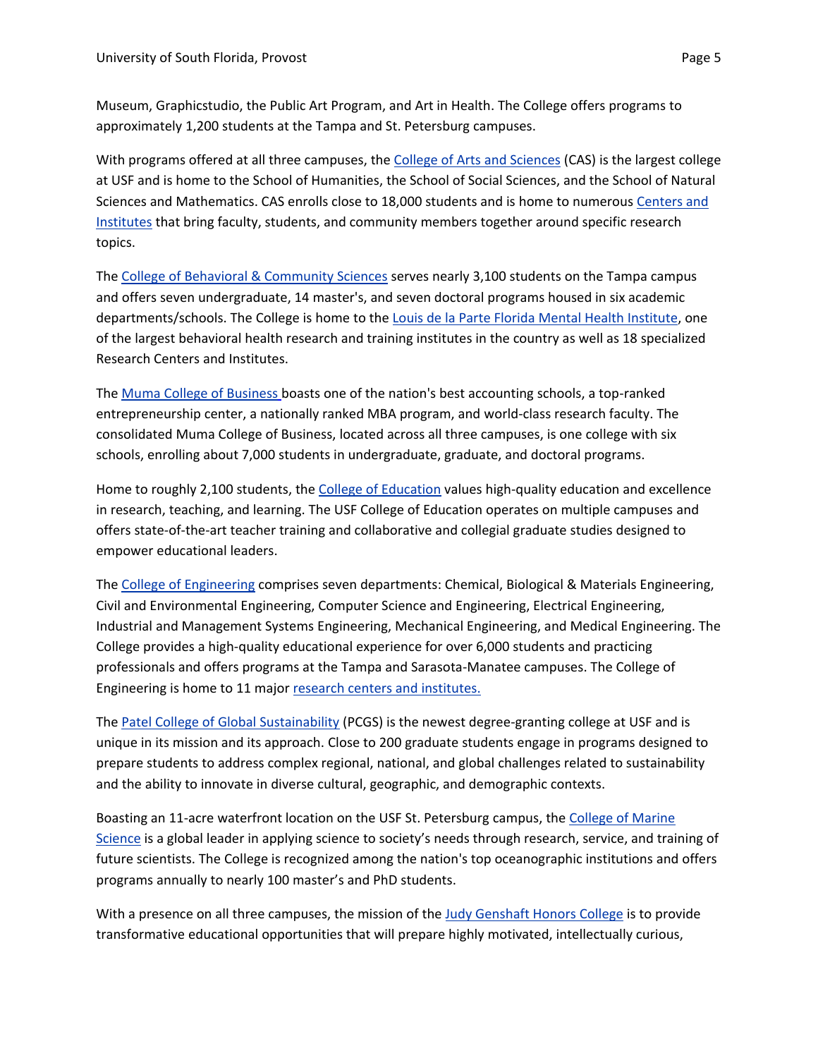Museum, Graphicstudio, the Public Art Program, and Art in Health. The College offers programs to approximately 1,200 students at the Tampa and St. Petersburg campuses.

With programs offered at all three campuses, the College of Arts and Sciences (CAS) is the largest college at USF and is home to the School of Humanities, the School of Social Sciences, and the School of Natural Sciences and Mathematics. CAS enrolls close to 18,000 students and is home to numerous Centers and Institutes that bring faculty, students, and community members together around specific research topics.

The College of Behavioral & Community Sciences serves nearly 3,100 students on the Tampa campus and offers seven undergraduate, 14 master's, and seven doctoral programs housed in six academic departments/schools. The College is home to the Louis de la Parte Florida Mental Health Institute, one of the largest behavioral health research and training institutes in the country as well as 18 specialized Research Centers and Institutes.

The Muma College of Business boasts one of the nation's best accounting schools, a top-ranked entrepreneurship center, a nationally ranked MBA program, and world-class research faculty. The consolidated Muma College of Business, located across all three campuses, is one college with six schools, enrolling about 7,000 students in undergraduate, graduate, and doctoral programs.

Home to roughly 2,100 students, the College of Education values high-quality education and excellence in research, teaching, and learning. The USF College of Education operates on multiple campuses and offers state-of-the-art teacher training and collaborative and collegial graduate studies designed to empower educational leaders.

The College of Engineering comprises seven departments: Chemical, Biological & Materials Engineering, Civil and Environmental Engineering, Computer Science and Engineering, Electrical Engineering, Industrial and Management Systems Engineering, Mechanical Engineering, and Medical Engineering. The College provides a high-quality educational experience for over 6,000 students and practicing professionals and offers programs at the Tampa and Sarasota-Manatee campuses. The College of Engineering is home to 11 major research centers and institutes.

The Patel College of Global Sustainability (PCGS) is the newest degree-granting college at USF and is unique in its mission and its approach. Close to 200 graduate students engage in programs designed to prepare students to address complex regional, national, and global challenges related to sustainability and the ability to innovate in diverse cultural, geographic, and demographic contexts.

Boasting an 11-acre waterfront location on the USF St. Petersburg campus, the College of Marine Science is a global leader in applying science to society's needs through research, service, and training of future scientists. The College is recognized among the nation's top oceanographic institutions and offers programs annually to nearly 100 master's and PhD students.

With a presence on all three campuses, the mission of the Judy Genshaft Honors College is to provide transformative educational opportunities that will prepare highly motivated, intellectually curious,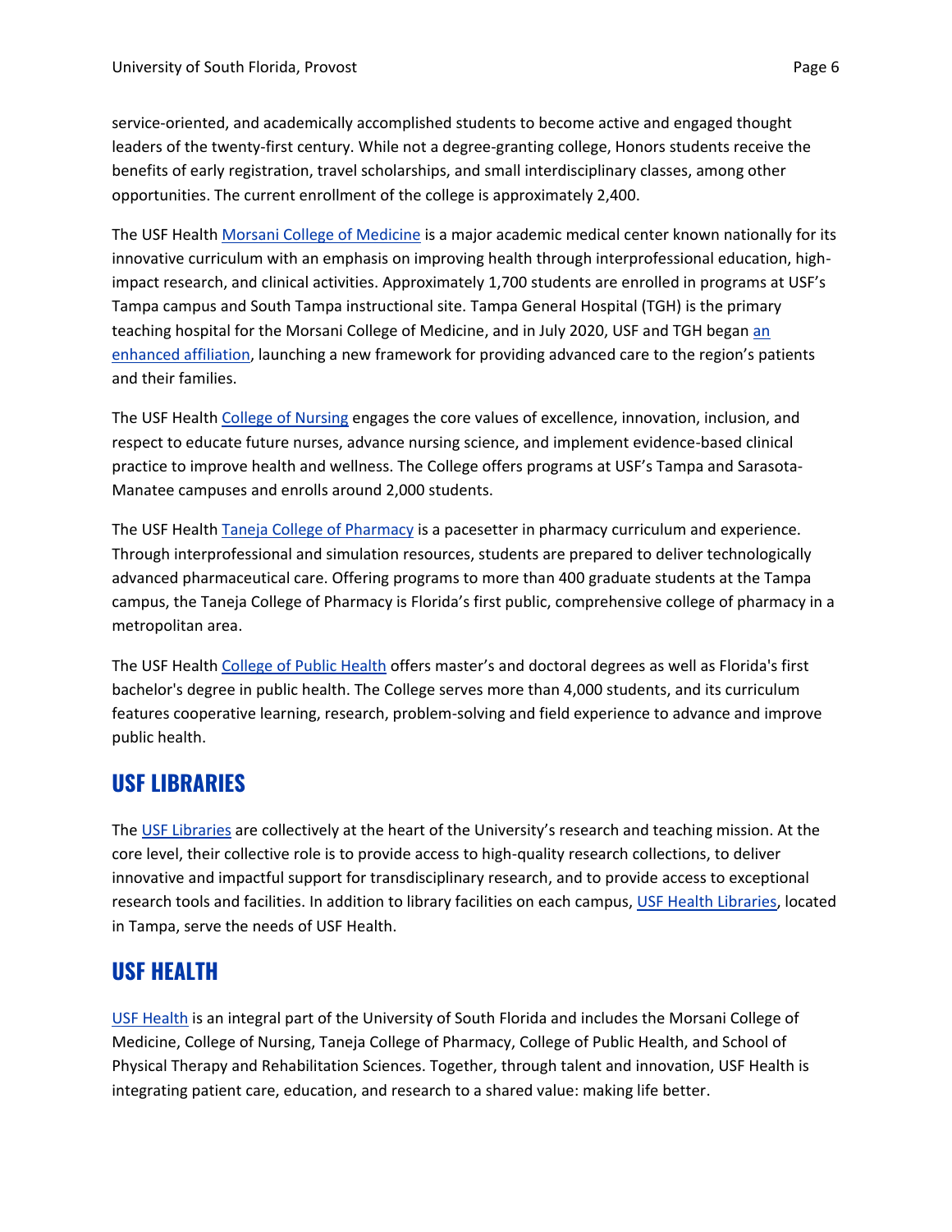service-oriented, and academically accomplished students to become active and engaged thought leaders of the twenty-first century. While not a degree-granting college, Honors students receive the benefits of early registration, travel scholarships, and small interdisciplinary classes, among other opportunities. The current enrollment of the college is approximately 2,400.

The USF Health Morsani College of Medicine is a major academic medical center known nationally for its innovative curriculum with an emphasis on improving health through interprofessional education, high-impact research, and clinical activities. Approximately 1,700 students are enrolled in programs at USF's Tampa campus and South Tampa instructional site. Tampa General Hospital (TGH) is the primary teaching hospital for the Morsani College of Medicine, and in July 2020, USF and TGH began an enhanced affiliation, launching a new framework for providing advanced care to the region's patients and their families.

The USF Health College of Nursing engages the core values of excellence, innovation, inclusion, and respect to educate future nurses, advance nursing science, and implement evidence-based clinical practice to improve health and wellness. The College offers programs at USF's Tampa and Sarasota-Manatee campuses and enrolls around 2,000 students.

The USF Health Taneja College of Pharmacy is a pacesetter in pharmacy curriculum and experience. Through interprofessional and simulation resources, students are prepared to deliver technologically advanced pharmaceutical care. Offering programs to more than 400 graduate students at the Tampa campus, the Taneja College of Pharmacy is Florida's first public, comprehensive college of pharmacy in a metropolitan area.

The USF Health College of Public Health offers master's and doctoral degrees as well as Florida's first bachelor's degree in public health. The College serves more than 4,000 students, and its curriculum features cooperative learning, research, problem-solving and field experience to advance and improve public health.

## USF LIBRARIES

The USF Libraries are collectively at the heart of the University's research and teaching mission. At the core level, their collective role is to provide access to high-quality research collections, to deliver innovative and impactful support for transdisciplinary research, and to provide access to exceptional research tools and facilities. In addition to library facilities on each campus, USF Health Libraries, located in Tampa, serve the needs of USF Health.

## USF HEALTH

USF Health is an integral part of the University of South Florida and includes the Morsani College of Medicine, College of Nursing, Taneja College of Pharmacy, College of Public Health, and School of Physical Therapy and Rehabilitation Sciences. Together, through talent and innovation, USF Health is integrating patient care, education, and research to a shared value: making life better.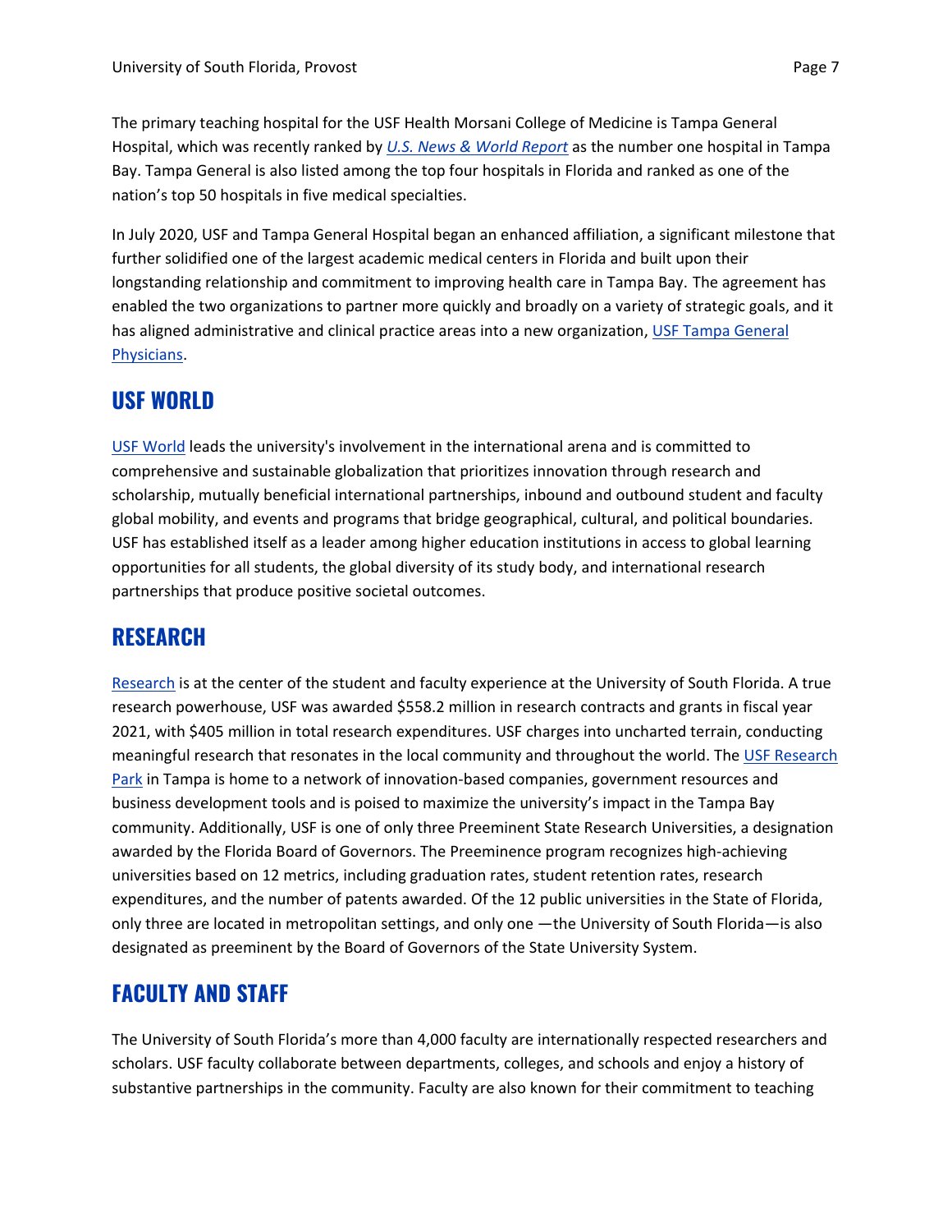The primary teaching hospital for the USF Health Morsani College of Medicine is Tampa General Hospital, which was recently ranked by [*U.S. News & World Report*]() as the number one hospital in Tampa Bay. Tampa General is also listed among the top four hospitals in Florida and ranked as one of the nation's top 50 hospitals in five medical specialties.

In July 2020, USF and Tampa General Hospital began an enhanced affiliation, a significant milestone that further solidified one of the largest academic medical centers in Florida and built upon their longstanding relationship and commitment to improving health care in Tampa Bay. The agreement has enabled the two organizations to partner more quickly and broadly on a variety of strategic goals, and it has aligned administrative and clinical practice areas into a new organization, [USF Tampa General Physicians]().

## USF WORLD

[USF World]() leads the university's involvement in the international arena and is committed to comprehensive and sustainable globalization that prioritizes innovation through research and scholarship, mutually beneficial international partnerships, inbound and outbound student and faculty global mobility, and events and programs that bridge geographical, cultural, and political boundaries. USF has established itself as a leader among higher education institutions in access to global learning opportunities for all students, the global diversity of its study body, and international research partnerships that produce positive societal outcomes.

## RESEARCH

[Research]() is at the center of the student and faculty experience at the University of South Florida. A true research powerhouse, USF was awarded $558.2 million in research contracts and grants in fiscal year 2021, with $405 million in total research expenditures. USF charges into uncharted terrain, conducting meaningful research that resonates in the local community and throughout the world. The [USF Research Park]() in Tampa is home to a network of innovation-based companies, government resources and business development tools and is poised to maximize the university's impact in the Tampa Bay community. Additionally, USF is one of only three Preeminent State Research Universities, a designation awarded by the Florida Board of Governors. The Preeminence program recognizes high-achieving universities based on 12 metrics, including graduation rates, student retention rates, research expenditures, and the number of patents awarded. Of the 12 public universities in the State of Florida, only three are located in metropolitan settings, and only one —the University of South Florida—is also designated as preeminent by the Board of Governors of the State University System.

## FACULTY AND STAFF

The University of South Florida's more than 4,000 faculty are internationally respected researchers and scholars. USF faculty collaborate between departments, colleges, and schools and enjoy a history of substantive partnerships in the community. Faculty are also known for their commitment to teaching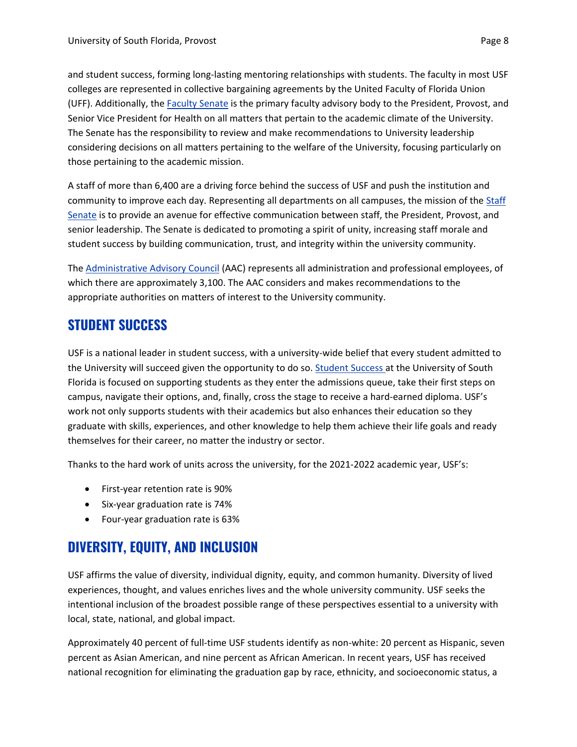and student success, forming long-lasting mentoring relationships with students. The faculty in most USF colleges are represented in collective bargaining agreements by the United Faculty of Florida Union (UFF). Additionally, the Faculty Senate is the primary faculty advisory body to the President, Provost, and Senior Vice President for Health on all matters that pertain to the academic climate of the University. The Senate has the responsibility to review and make recommendations to University leadership considering decisions on all matters pertaining to the welfare of the University, focusing particularly on those pertaining to the academic mission.

A staff of more than 6,400 are a driving force behind the success of USF and push the institution and community to improve each day. Representing all departments on all campuses, the mission of the Staff Senate is to provide an avenue for effective communication between staff, the President, Provost, and senior leadership. The Senate is dedicated to promoting a spirit of unity, increasing staff morale and student success by building communication, trust, and integrity within the university community.

The Administrative Advisory Council (AAC) represents all administration and professional employees, of which there are approximately 3,100. The AAC considers and makes recommendations to the appropriate authorities on matters of interest to the University community.

## STUDENT SUCCESS

USF is a national leader in student success, with a university-wide belief that every student admitted to the University will succeed given the opportunity to do so. Student Success at the University of South Florida is focused on supporting students as they enter the admissions queue, take their first steps on campus, navigate their options, and, finally, cross the stage to receive a hard-earned diploma. USF's work not only supports students with their academics but also enhances their education so they graduate with skills, experiences, and other knowledge to help them achieve their life goals and ready themselves for their career, no matter the industry or sector.

Thanks to the hard work of units across the university, for the 2021-2022 academic year, USF's:

- First-year retention rate is 90%
- Six-year graduation rate is 74%
- Four-year graduation rate is 63%

## DIVERSITY, EQUITY, AND INCLUSION

USF affirms the value of diversity, individual dignity, equity, and common humanity. Diversity of lived experiences, thought, and values enriches lives and the whole university community. USF seeks the intentional inclusion of the broadest possible range of these perspectives essential to a university with local, state, national, and global impact.

Approximately 40 percent of full-time USF students identify as non-white: 20 percent as Hispanic, seven percent as Asian American, and nine percent as African American. In recent years, USF has received national recognition for eliminating the graduation gap by race, ethnicity, and socioeconomic status, a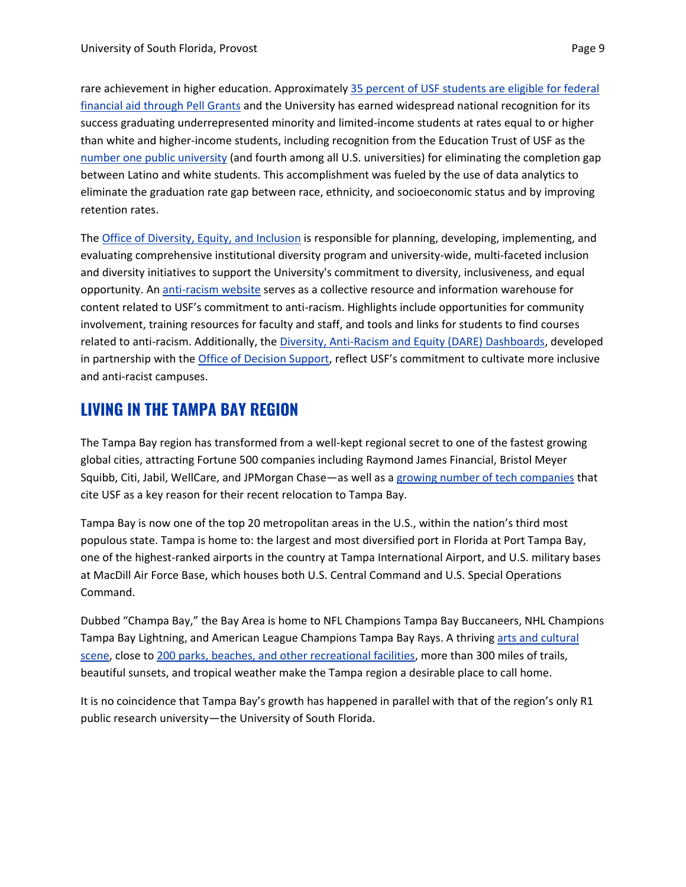rare achievement in higher education. Approximately 35 percent of USF students are eligible for federal financial aid through Pell Grants and the University has earned widespread national recognition for its success graduating underrepresented minority and limited-income students at rates equal to or higher than white and higher-income students, including recognition from the Education Trust of USF as the number one public university (and fourth among all U.S. universities) for eliminating the completion gap between Latino and white students. This accomplishment was fueled by the use of data analytics to eliminate the graduation rate gap between race, ethnicity, and socioeconomic status and by improving retention rates.

The Office of Diversity, Equity, and Inclusion is responsible for planning, developing, implementing, and evaluating comprehensive institutional diversity program and university-wide, multi-faceted inclusion and diversity initiatives to support the University's commitment to diversity, inclusiveness, and equal opportunity. An anti-racism website serves as a collective resource and information warehouse for content related to USF's commitment to anti-racism. Highlights include opportunities for community involvement, training resources for faculty and staff, and tools and links for students to find courses related to anti-racism. Additionally, the Diversity, Anti-Racism and Equity (DARE) Dashboards, developed in partnership with the Office of Decision Support, reflect USF's commitment to cultivate more inclusive and anti-racist campuses.

## LIVING IN THE TAMPA BAY REGION

The Tampa Bay region has transformed from a well-kept regional secret to one of the fastest growing global cities, attracting Fortune 500 companies including Raymond James Financial, Bristol Meyer Squibb, Citi, Jabil, WellCare, and JPMorgan Chase—as well as a growing number of tech companies that cite USF as a key reason for their recent relocation to Tampa Bay.

Tampa Bay is now one of the top 20 metropolitan areas in the U.S., within the nation's third most populous state. Tampa is home to: the largest and most diversified port in Florida at Port Tampa Bay, one of the highest-ranked airports in the country at Tampa International Airport, and U.S. military bases at MacDill Air Force Base, which houses both U.S. Central Command and U.S. Special Operations Command.

Dubbed "Champa Bay," the Bay Area is home to NFL Champions Tampa Bay Buccaneers, NHL Champions Tampa Bay Lightning, and American League Champions Tampa Bay Rays. A thriving arts and cultural scene, close to 200 parks, beaches, and other recreational facilities, more than 300 miles of trails, beautiful sunsets, and tropical weather make the Tampa region a desirable place to call home.

It is no coincidence that Tampa Bay's growth has happened in parallel with that of the region's only R1 public research university—the University of South Florida.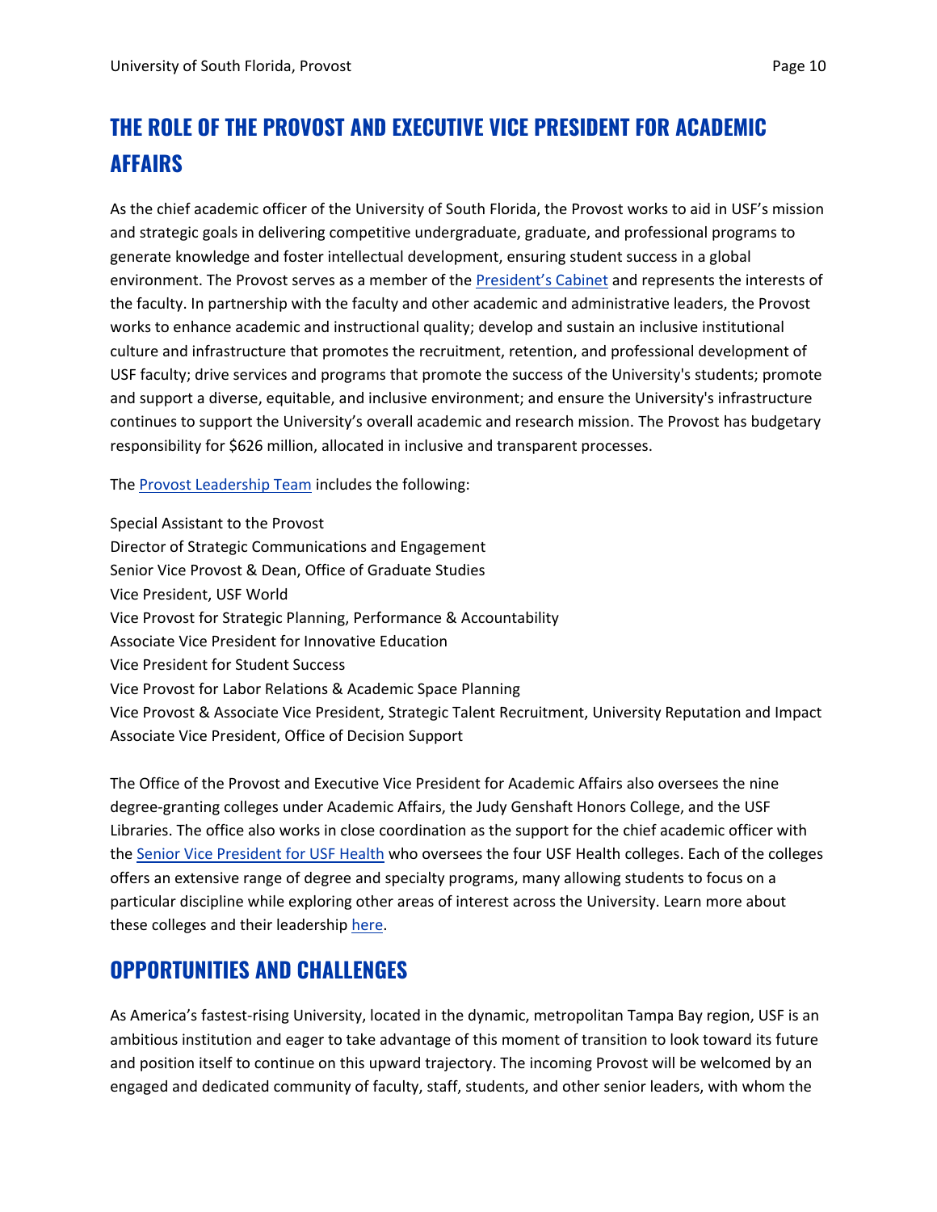## THE ROLE OF THE PROVOST AND EXECUTIVE VICE PRESIDENT FOR ACADEMIC AFFAIRS

As the chief academic officer of the University of South Florida, the Provost works to aid in USF's mission and strategic goals in delivering competitive undergraduate, graduate, and professional programs to generate knowledge and foster intellectual development, ensuring student success in a global environment. The Provost serves as a member of the President's Cabinet and represents the interests of the faculty. In partnership with the faculty and other academic and administrative leaders, the Provost works to enhance academic and instructional quality; develop and sustain an inclusive institutional culture and infrastructure that promotes the recruitment, retention, and professional development of USF faculty; drive services and programs that promote the success of the University's students; promote and support a diverse, equitable, and inclusive environment; and ensure the University's infrastructure continues to support the University's overall academic and research mission. The Provost has budgetary responsibility for $626 million, allocated in inclusive and transparent processes.

The Provost Leadership Team includes the following:

Special Assistant to the Provost
Director of Strategic Communications and Engagement
Senior Vice Provost & Dean, Office of Graduate Studies
Vice President, USF World
Vice Provost for Strategic Planning, Performance & Accountability
Associate Vice President for Innovative Education
Vice President for Student Success
Vice Provost for Labor Relations & Academic Space Planning
Vice Provost & Associate Vice President, Strategic Talent Recruitment, University Reputation and Impact
Associate Vice President, Office of Decision Support

The Office of the Provost and Executive Vice President for Academic Affairs also oversees the nine degree-granting colleges under Academic Affairs, the Judy Genshaft Honors College, and the USF Libraries. The office also works in close coordination as the support for the chief academic officer with the Senior Vice President for USF Health who oversees the four USF Health colleges. Each of the colleges offers an extensive range of degree and specialty programs, many allowing students to focus on a particular discipline while exploring other areas of interest across the University. Learn more about these colleges and their leadership here.

## OPPORTUNITIES AND CHALLENGES

As America's fastest-rising University, located in the dynamic, metropolitan Tampa Bay region, USF is an ambitious institution and eager to take advantage of this moment of transition to look toward its future and position itself to continue on this upward trajectory. The incoming Provost will be welcomed by an engaged and dedicated community of faculty, staff, students, and other senior leaders, with whom the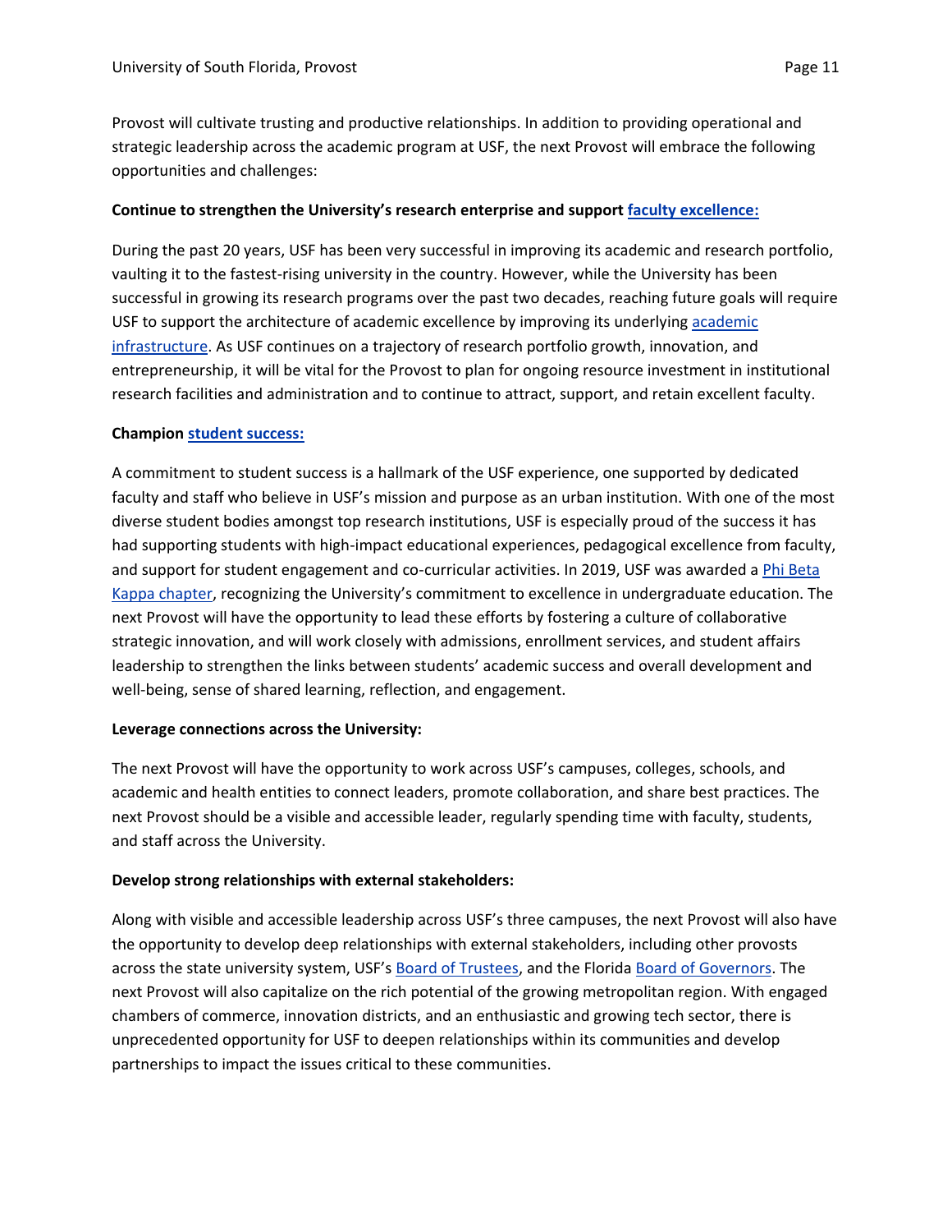Provost will cultivate trusting and productive relationships. In addition to providing operational and strategic leadership across the academic program at USF, the next Provost will embrace the following opportunities and challenges:

**Continue to strengthen the University's research enterprise and support faculty excellence:**

During the past 20 years, USF has been very successful in improving its academic and research portfolio, vaulting it to the fastest-rising university in the country. However, while the University has been successful in growing its research programs over the past two decades, reaching future goals will require USF to support the architecture of academic excellence by improving its underlying academic infrastructure. As USF continues on a trajectory of research portfolio growth, innovation, and entrepreneurship, it will be vital for the Provost to plan for ongoing resource investment in institutional research facilities and administration and to continue to attract, support, and retain excellent faculty.

**Champion student success:**

A commitment to student success is a hallmark of the USF experience, one supported by dedicated faculty and staff who believe in USF's mission and purpose as an urban institution. With one of the most diverse student bodies amongst top research institutions, USF is especially proud of the success it has had supporting students with high-impact educational experiences, pedagogical excellence from faculty, and support for student engagement and co-curricular activities. In 2019, USF was awarded a Phi Beta Kappa chapter, recognizing the University's commitment to excellence in undergraduate education. The next Provost will have the opportunity to lead these efforts by fostering a culture of collaborative strategic innovation, and will work closely with admissions, enrollment services, and student affairs leadership to strengthen the links between students' academic success and overall development and well-being, sense of shared learning, reflection, and engagement.

**Leverage connections across the University:**

The next Provost will have the opportunity to work across USF's campuses, colleges, schools, and academic and health entities to connect leaders, promote collaboration, and share best practices. The next Provost should be a visible and accessible leader, regularly spending time with faculty, students, and staff across the University.

**Develop strong relationships with external stakeholders:**

Along with visible and accessible leadership across USF's three campuses, the next Provost will also have the opportunity to develop deep relationships with external stakeholders, including other provosts across the state university system, USF's Board of Trustees, and the Florida Board of Governors. The next Provost will also capitalize on the rich potential of the growing metropolitan region. With engaged chambers of commerce, innovation districts, and an enthusiastic and growing tech sector, there is unprecedented opportunity for USF to deepen relationships within its communities and develop partnerships to impact the issues critical to these communities.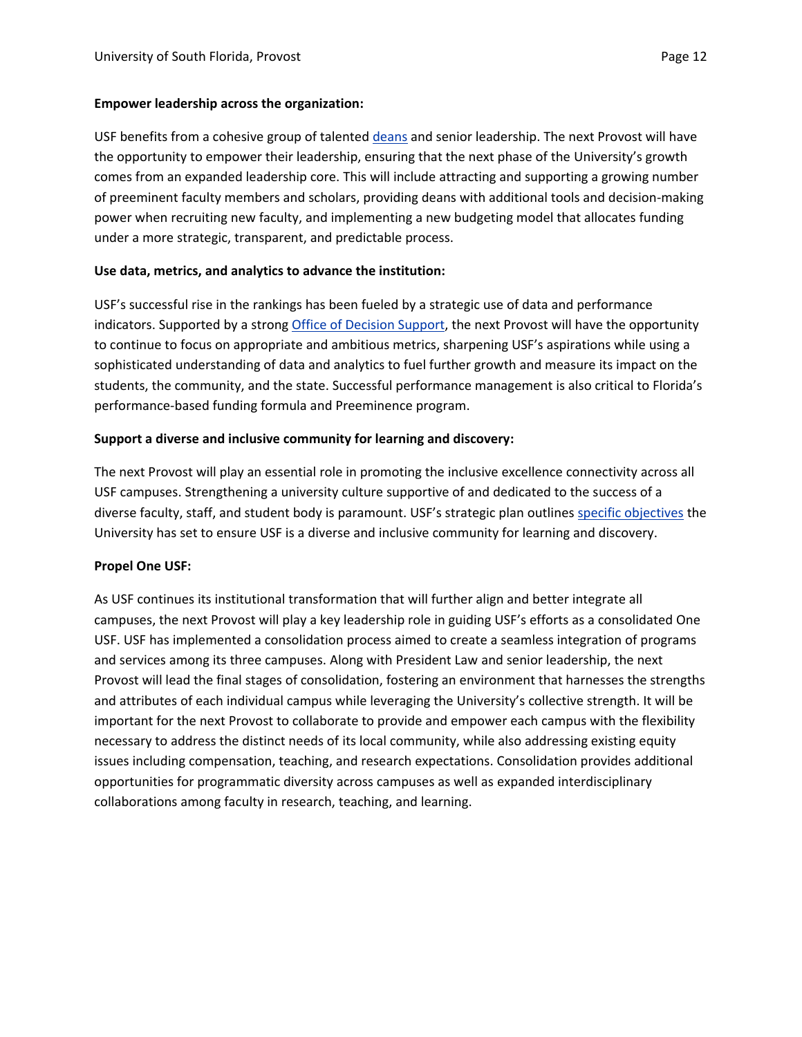**Empower leadership across the organization:**

USF benefits from a cohesive group of talented deans and senior leadership. The next Provost will have the opportunity to empower their leadership, ensuring that the next phase of the University's growth comes from an expanded leadership core. This will include attracting and supporting a growing number of preeminent faculty members and scholars, providing deans with additional tools and decision-making power when recruiting new faculty, and implementing a new budgeting model that allocates funding under a more strategic, transparent, and predictable process.

**Use data, metrics, and analytics to advance the institution:**

USF's successful rise in the rankings has been fueled by a strategic use of data and performance indicators. Supported by a strong Office of Decision Support, the next Provost will have the opportunity to continue to focus on appropriate and ambitious metrics, sharpening USF's aspirations while using a sophisticated understanding of data and analytics to fuel further growth and measure its impact on the students, the community, and the state. Successful performance management is also critical to Florida's performance-based funding formula and Preeminence program.

**Support a diverse and inclusive community for learning and discovery:**

The next Provost will play an essential role in promoting the inclusive excellence connectivity across all USF campuses. Strengthening a university culture supportive of and dedicated to the success of a diverse faculty, staff, and student body is paramount. USF's strategic plan outlines specific objectives the University has set to ensure USF is a diverse and inclusive community for learning and discovery.

**Propel One USF:**

As USF continues its institutional transformation that will further align and better integrate all campuses, the next Provost will play a key leadership role in guiding USF's efforts as a consolidated One USF. USF has implemented a consolidation process aimed to create a seamless integration of programs and services among its three campuses. Along with President Law and senior leadership, the next Provost will lead the final stages of consolidation, fostering an environment that harnesses the strengths and attributes of each individual campus while leveraging the University's collective strength. It will be important for the next Provost to collaborate to provide and empower each campus with the flexibility necessary to address the distinct needs of its local community, while also addressing existing equity issues including compensation, teaching, and research expectations. Consolidation provides additional opportunities for programmatic diversity across campuses as well as expanded interdisciplinary collaborations among faculty in research, teaching, and learning.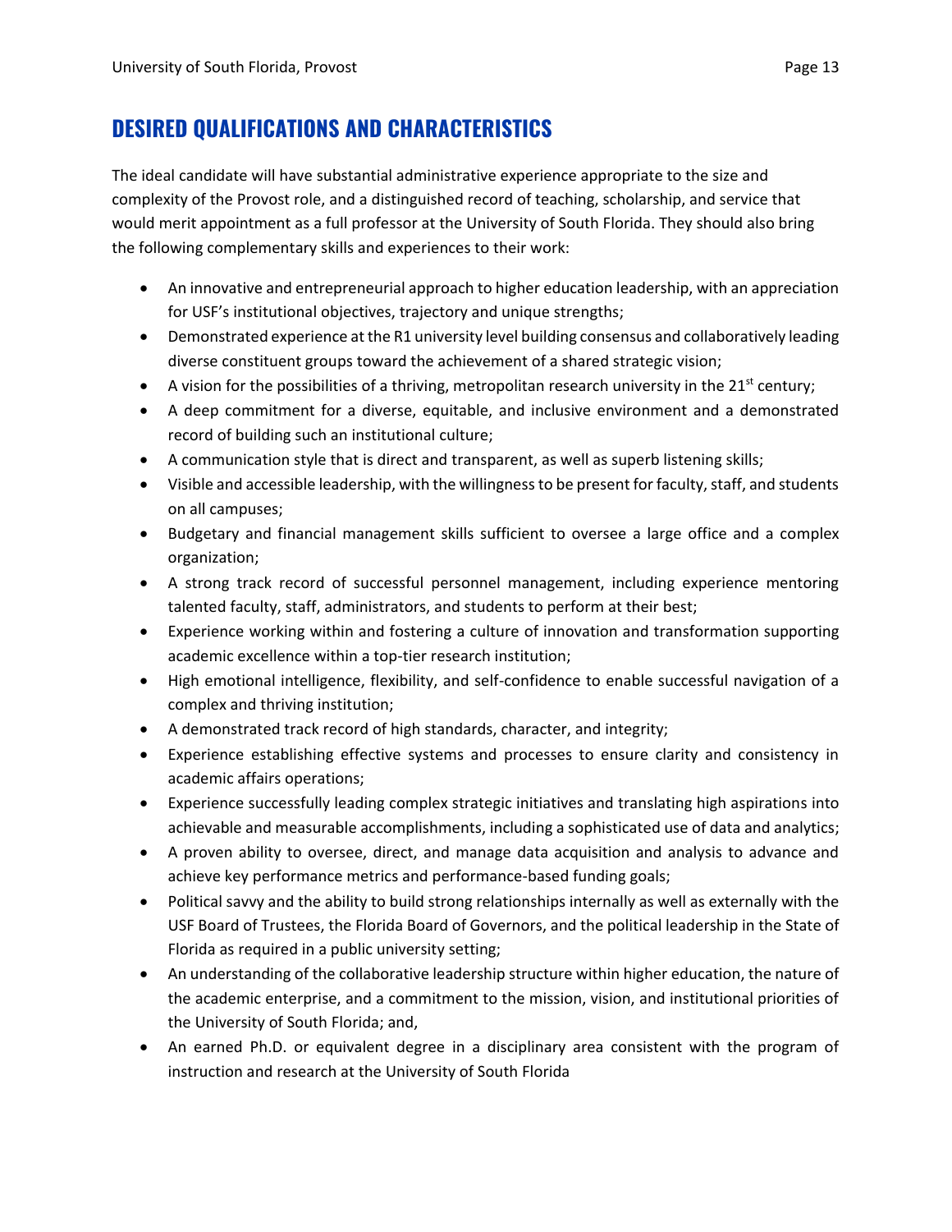## DESIRED QUALIFICATIONS AND CHARACTERISTICS

The ideal candidate will have substantial administrative experience appropriate to the size and complexity of the Provost role, and a distinguished record of teaching, scholarship, and service that would merit appointment as a full professor at the University of South Florida. They should also bring the following complementary skills and experiences to their work:

- An innovative and entrepreneurial approach to higher education leadership, with an appreciation for USF's institutional objectives, trajectory and unique strengths;
- Demonstrated experience at the R1 university level building consensus and collaboratively leading diverse constituent groups toward the achievement of a shared strategic vision;
- A vision for the possibilities of a thriving, metropolitan research university in the 21st century;
- A deep commitment for a diverse, equitable, and inclusive environment and a demonstrated record of building such an institutional culture;
- A communication style that is direct and transparent, as well as superb listening skills;
- Visible and accessible leadership, with the willingness to be present for faculty, staff, and students on all campuses;
- Budgetary and financial management skills sufficient to oversee a large office and a complex organization;
- A strong track record of successful personnel management, including experience mentoring talented faculty, staff, administrators, and students to perform at their best;
- Experience working within and fostering a culture of innovation and transformation supporting academic excellence within a top-tier research institution;
- High emotional intelligence, flexibility, and self-confidence to enable successful navigation of a complex and thriving institution;
- A demonstrated track record of high standards, character, and integrity;
- Experience establishing effective systems and processes to ensure clarity and consistency in academic affairs operations;
- Experience successfully leading complex strategic initiatives and translating high aspirations into achievable and measurable accomplishments, including a sophisticated use of data and analytics;
- A proven ability to oversee, direct, and manage data acquisition and analysis to advance and achieve key performance metrics and performance-based funding goals;
- Political savvy and the ability to build strong relationships internally as well as externally with the USF Board of Trustees, the Florida Board of Governors, and the political leadership in the State of Florida as required in a public university setting;
- An understanding of the collaborative leadership structure within higher education, the nature of the academic enterprise, and a commitment to the mission, vision, and institutional priorities of the University of South Florida; and,
- An earned Ph.D. or equivalent degree in a disciplinary area consistent with the program of instruction and research at the University of South Florida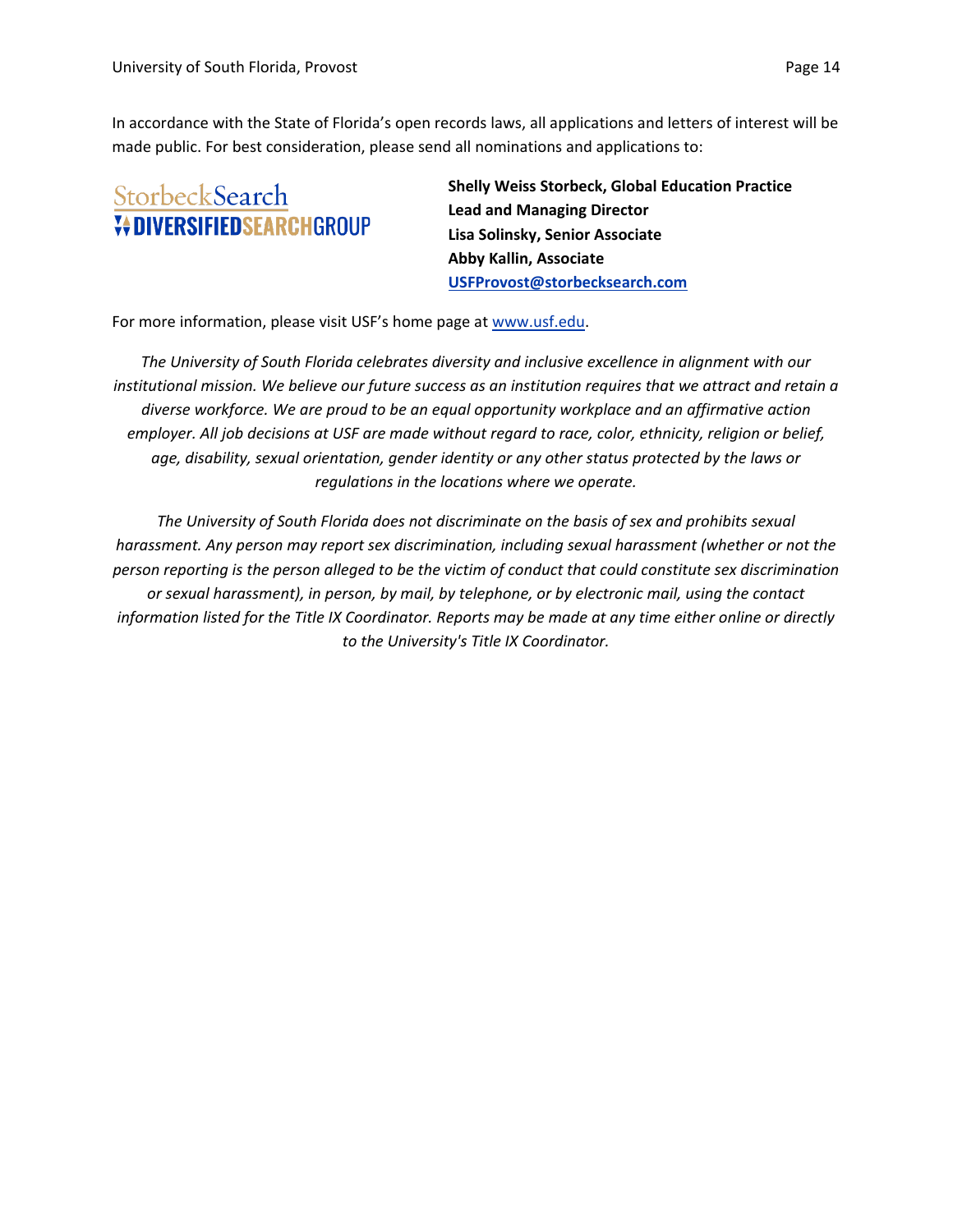In accordance with the State of Florida's open records laws, all applications and letters of interest will be made public. For best consideration, please send all nominations and applications to:

StorbeckSearch
DIVERSIFIEDSEARCHGROUP

**Shelly Weiss Storbeck, Global Education Practice Lead and Managing Director**
**Lisa Solinsky, Senior Associate**
**Abby Kallin, Associate**
**USFProvost@storbecksearch.com**

For more information, please visit USF's home page at www.usf.edu.

*The University of South Florida celebrates diversity and inclusive excellence in alignment with our institutional mission. We believe our future success as an institution requires that we attract and retain a diverse workforce. We are proud to be an equal opportunity workplace and an affirmative action employer. All job decisions at USF are made without regard to race, color, ethnicity, religion or belief, age, disability, sexual orientation, gender identity or any other status protected by the laws or regulations in the locations where we operate.*

*The University of South Florida does not discriminate on the basis of sex and prohibits sexual harassment. Any person may report sex discrimination, including sexual harassment (whether or not the person reporting is the person alleged to be the victim of conduct that could constitute sex discrimination or sexual harassment), in person, by mail, by telephone, or by electronic mail, using the contact information listed for the Title IX Coordinator. Reports may be made at any time either online or directly to the University's Title IX Coordinator.*